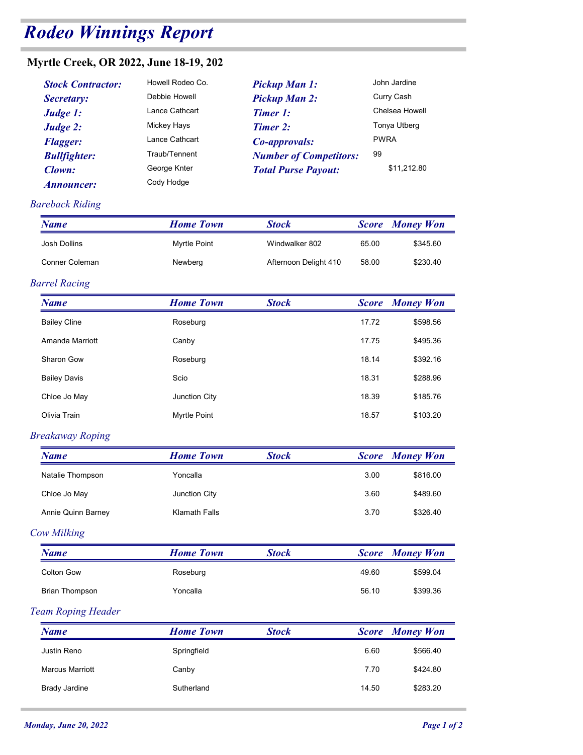# Rodeo Winnings Report

## Myrtle Creek, OR 2022, June 18-19, 202

| | | | |
|---|---|---|---|
| ***Stock Contractor:*** | Howell Rodeo Co. | ***Pickup Man 1:*** | John Jardine |
| ***Secretary:*** | Debbie Howell | ***Pickup Man 2:*** | Curry Cash |
| ***Judge 1:*** | Lance Cathcart | ***Timer 1:*** | Chelsea Howell |
| ***Judge 2:*** | Mickey Hays | ***Timer 2:*** | Tonya Utberg |
| ***Flagger:*** | Lance Cathcart | ***Co-approvals:*** | PWRA |
| ***Bullfighter:*** | Traub/Tennent | ***Number of Competitors:*** | 99 |
| ***Clown:*** | George Knter | ***Total Purse Payout:*** | $11,212.80 |
| ***Announcer:*** | Cody Hodge | | |

### *Bareback Riding*

| Name | Home Town | Stock | Score | Money Won |
|---|---|---|---|---|
| Josh Dollins | Myrtle Point | Windwalker 802 | 65.00 | $345.60 |
| Conner Coleman | Newberg | Afternoon Delight 410 | 58.00 | $230.40 |

### *Barrel Racing*

| Name | Home Town | Stock | Score | Money Won |
|---|---|---|---|---|
| Bailey Cline | Roseburg | | 17.72 | $598.56 |
| Amanda Marriott | Canby | | 17.75 | $495.36 |
| Sharon Gow | Roseburg | | 18.14 | $392.16 |
| Bailey Davis | Scio | | 18.31 | $288.96 |
| Chloe Jo May | Junction City | | 18.39 | $185.76 |
| Olivia Train | Myrtle Point | | 18.57 | $103.20 |

### *Breakaway Roping*

| Name | Home Town | Stock | Score | Money Won |
|---|---|---|---|---|
| Natalie Thompson | Yoncalla | | 3.00 | $816.00 |
| Chloe Jo May | Junction City | | 3.60 | $489.60 |
| Annie Quinn Barney | Klamath Falls | | 3.70 | $326.40 |

### *Cow Milking*

| Name | Home Town | Stock | Score | Money Won |
|---|---|---|---|---|
| Colton Gow | Roseburg | | 49.60 | $599.04 |
| Brian Thompson | Yoncalla | | 56.10 | $399.36 |

### *Team Roping Header*

| Name | Home Town | Stock | Score | Money Won |
|---|---|---|---|---|
| Justin Reno | Springfield | | 6.60 | $566.40 |
| Marcus Marriott | Canby | | 7.70 | $424.80 |
| Brady Jardine | Sutherland | | 14.50 | $283.20 |

*Monday, June 20, 2022*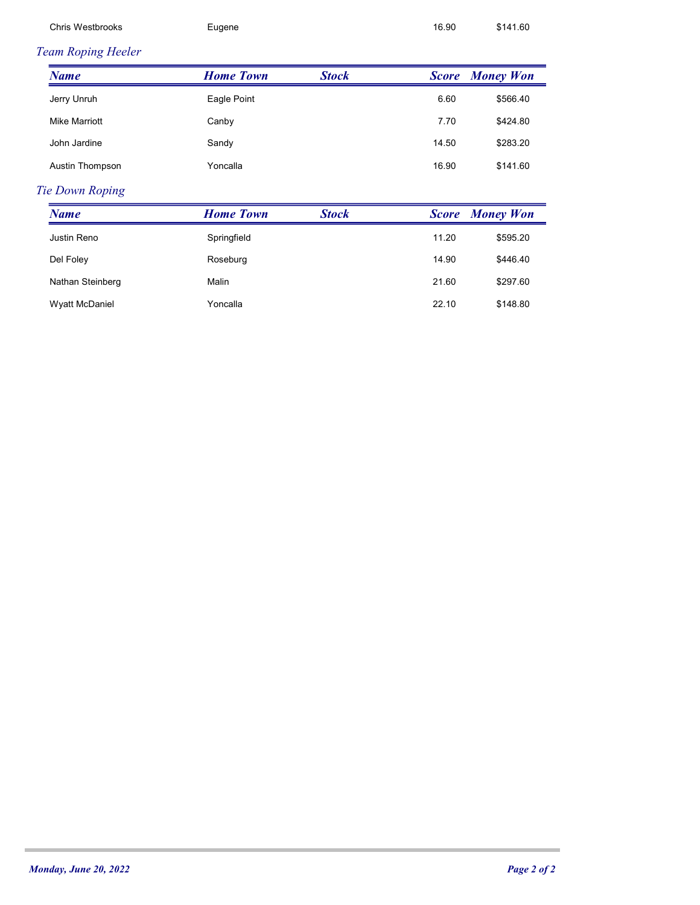| | | | | |
|---|---|---|---|---|
| Chris Westbrooks | Eugene | | 16.90 | $141.60 |

*Team Roping Heeler*

| ***Name*** | ***Home Town*** | ***Stock*** | ***Score*** | ***Money Won*** |
|---|---|---|---|---|
| Jerry Unruh | Eagle Point | | 6.60 | $566.40 |
| Mike Marriott | Canby | | 7.70 | $424.80 |
| John Jardine | Sandy | | 14.50 | $283.20 |
| Austin Thompson | Yoncalla | | 16.90 | $141.60 |

*Tie Down Roping*

| ***Name*** | ***Home Town*** | ***Stock*** | ***Score*** | ***Money Won*** |
|---|---|---|---|---|
| Justin Reno | Springfield | | 11.20 | $595.20 |
| Del Foley | Roseburg | | 14.90 | $446.40 |
| Nathan Steinberg | Malin | | 21.60 | $297.60 |
| Wyatt McDaniel | Yoncalla | | 22.10 | $148.80 |